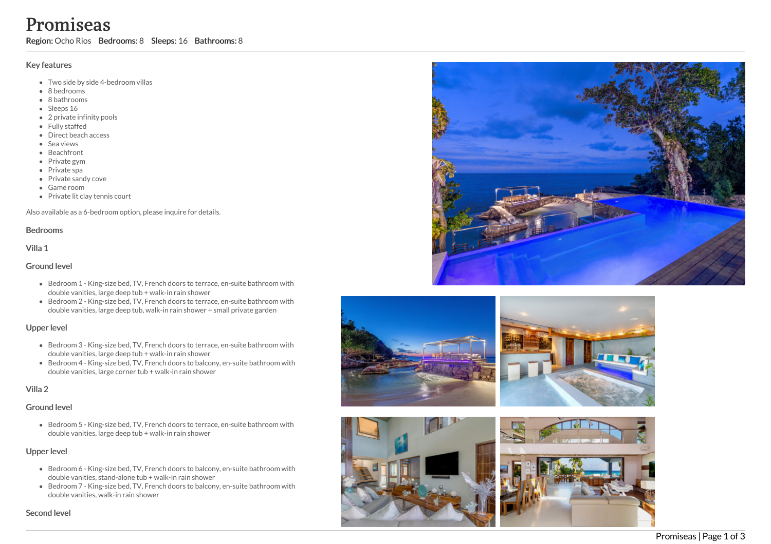# Promiseas

**Region:** Ocho Rios **Bedrooms:** 8 **Sleeps:** 16 **Bathrooms:** 8

## Key features

- Two side by side 4-bedroom villas
- 8 bedrooms
- 8 bathrooms
- Sleeps 16
- 2 private infinity pools
- Fully staffed
- Direct beach access
- Sea views
- Beachfront
- Private gym
- Private spa
- Private sandy cove
- Game room
- Private lit clay tennis court

Also available as a 6-bedroom option, please inquire for details.

## Bedrooms

### Villa 1

### Ground level

- Bedroom 1 - King-size bed, TV, French doors to terrace, en-suite bathroom with double vanities, large deep tub + walk-in rain shower
- Bedroom 2 - King-size bed, TV, French doors to terrace, en-suite bathroom with double vanities, large deep tub, walk-in rain shower + small private garden

### Upper level

- Bedroom 3 - King-size bed, TV, French doors to terrace, en-suite bathroom with double vanities, large deep tub + walk-in rain shower
- Bedroom 4 - King-size bed, TV, French doors to balcony, en-suite bathroom with double vanities, large corner tub + walk-in rain shower

### Villa 2

### Ground level

- Bedroom 5 - King-size bed, TV, French doors to terrace, en-suite bathroom with double vanities, large deep tub + walk-in rain shower

### Upper level

- Bedroom 6 - King-size bed, TV, French doors to balcony, en-suite bathroom with double vanities, stand-alone tub + walk-in rain shower
- Bedroom 7 - King-size bed, TV, French doors to balcony, en-suite bathroom with double vanities, walk-in rain shower

### Second level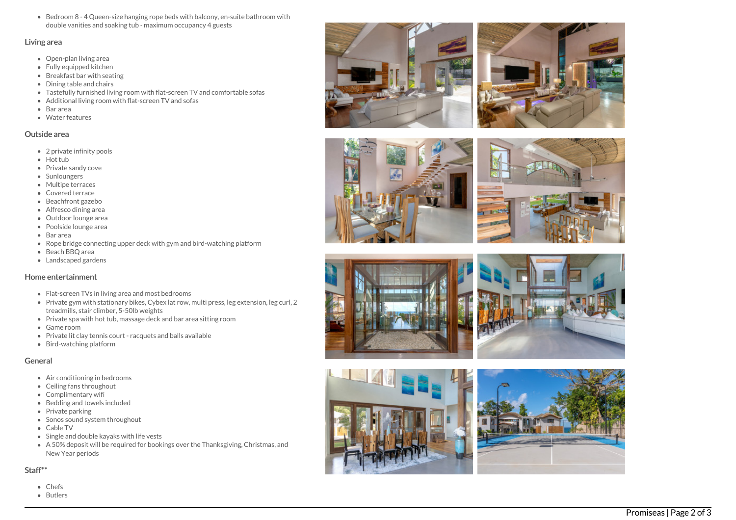- Bedroom 8 - 4 Queen-size hanging rope beds with balcony, en-suite bathroom with double vanities and soaking tub - maximum occupancy 4 guests

## Living area

- Open-plan living area
- Fully equipped kitchen
- Breakfast bar with seating
- Dining table and chairs
- Tastefully furnished living room with flat-screen TV and comfortable sofas
- Additional living room with flat-screen TV and sofas
- Bar area
- Water features

## Outside area

- 2 private infinity pools
- Hot tub
- Private sandy cove
- Sunloungers
- Multipe terraces
- Covered terrace
- Beachfront gazebo
- Alfresco dining area
- Outdoor lounge area
- Poolside lounge area
- Bar area
- Rope bridge connecting upper deck with gym and bird-watching platform
- Beach BBQ area
- Landscaped gardens

## Home entertainment

- Flat-screen TVs in living area and most bedrooms
- Private gym with stationary bikes, Cybex lat row, multi press, leg extension, leg curl, 2 treadmills, stair climber, 5-50lb weights
- Private spa with hot tub, massage deck and bar area sitting room
- Game room
- Private lit clay tennis court - racquets and balls available
- Bird-watching platform

## General

- Air conditioning in bedrooms
- Ceiling fans throughout
- Complimentary wifi
- Bedding and towels included
- Private parking
- Sonos sound system throughout
- Cable TV
- Single and double kayaks with life vests
- A 50% deposit will be required for bookings over the Thanksgiving, Christmas, and New Year periods

## Staff**

- Chefs
- Butlers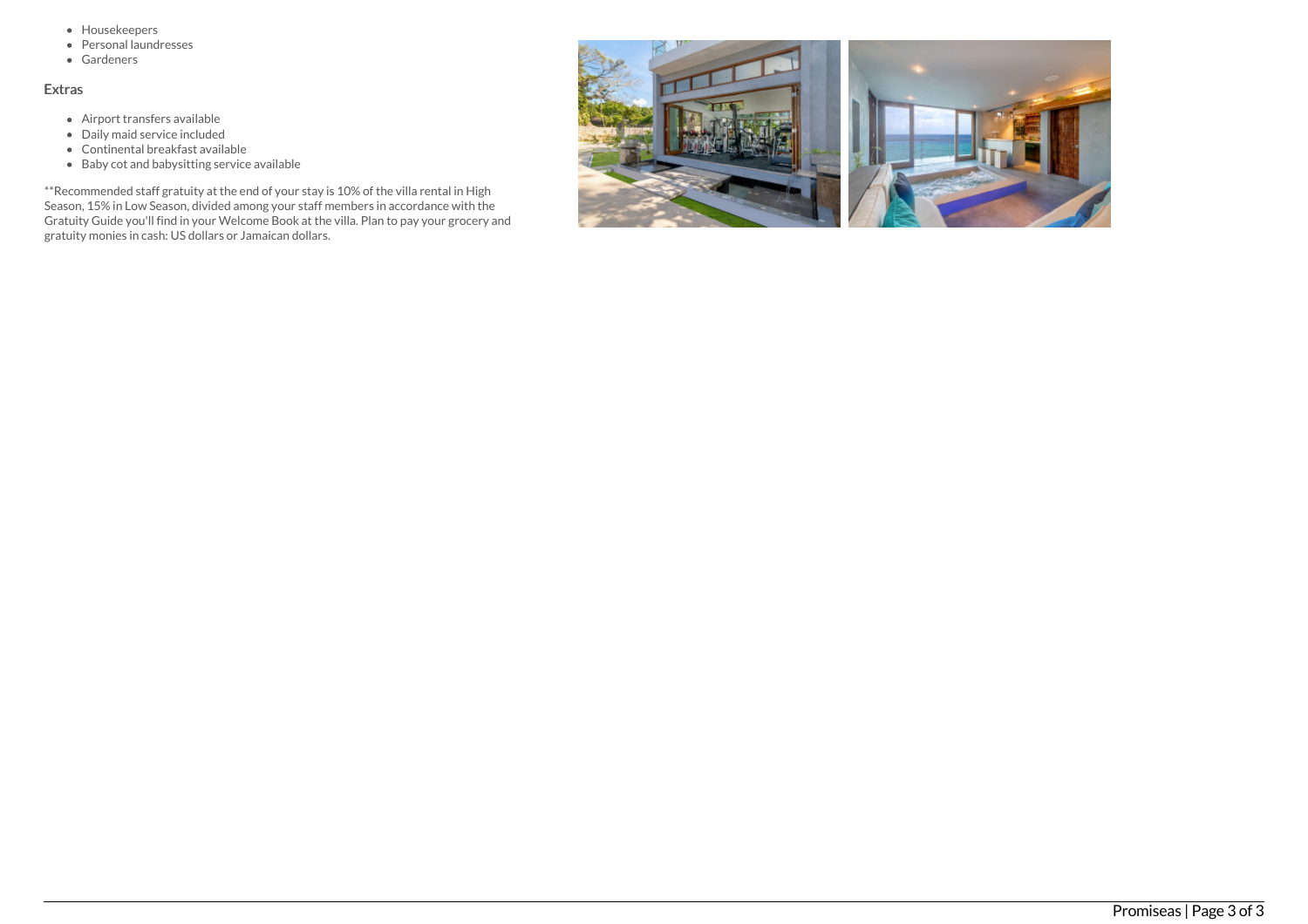- Housekeepers
- Personal laundresses
- Gardeners

### Extras

- Airport transfers available
- Daily maid service included
- Continental breakfast available
- Baby cot and babysitting service available

**Recommended staff gratuity at the end of your stay is 10% of the villa rental in High Season, 15% in Low Season, divided among your staff members in accordance with the Gratuity Guide you'll find in your Welcome Book at the villa. Plan to pay your grocery and gratuity monies in cash: US dollars or Jamaican dollars.